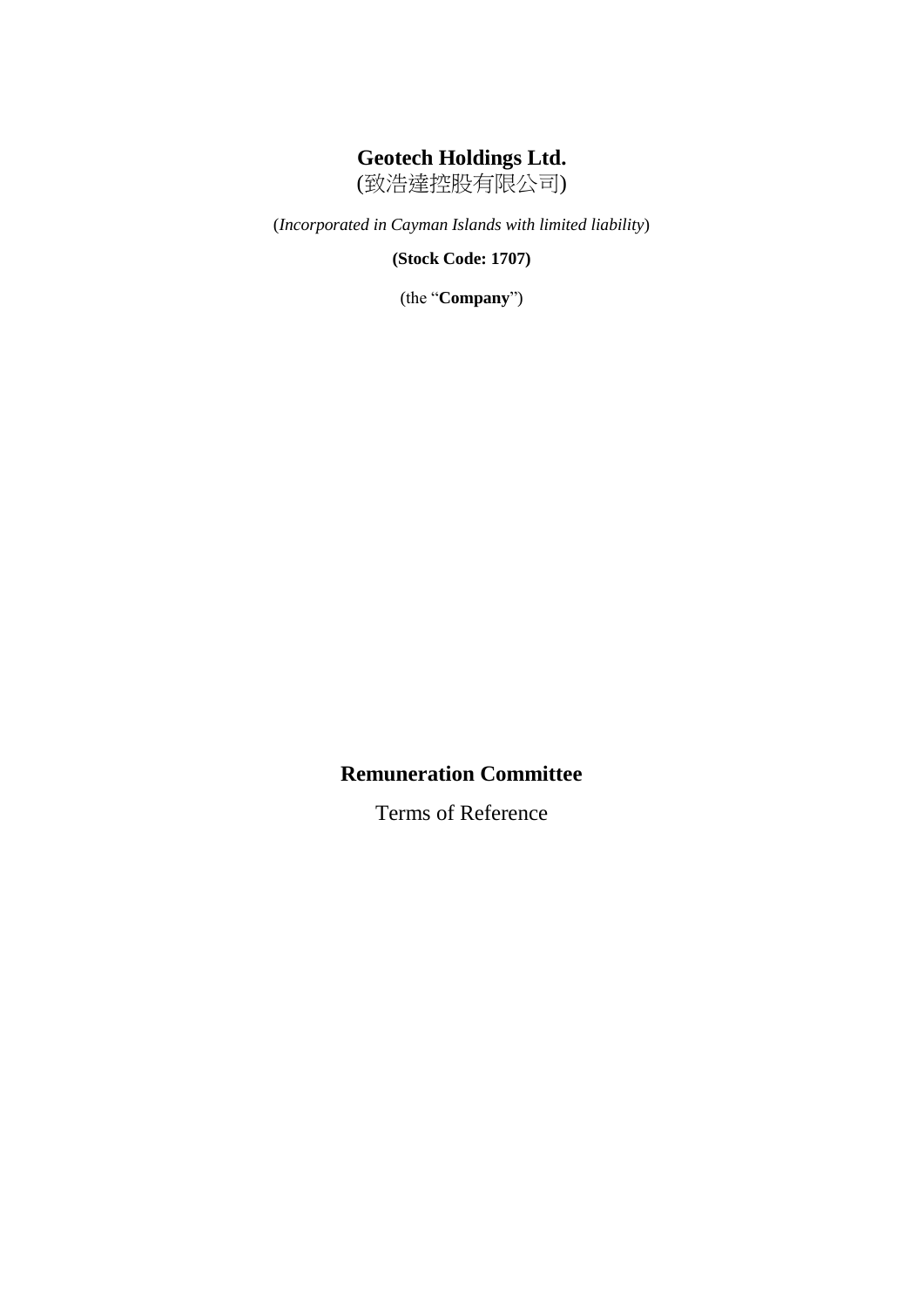# Geotech Holdings Ltd.

(致浩達控股有限公司)

(*Incorporated in Cayman Islands with limited liability*)

**(Stock Code: 1707)**

(the "**Company**")

## Remuneration Committee

Terms of Reference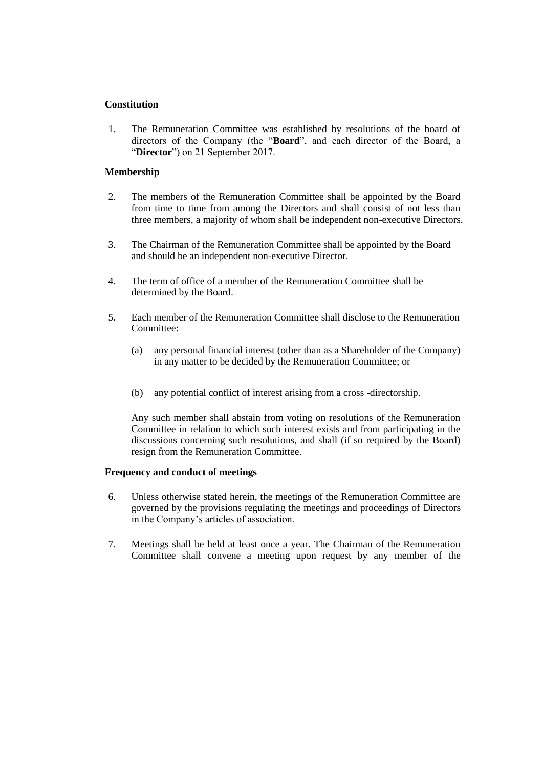**Constitution**

1. The Remuneration Committee was established by resolutions of the board of directors of the Company (the "**Board**", and each director of the Board, a "**Director**") on 21 September 2017.

**Membership**

2. The members of the Remuneration Committee shall be appointed by the Board from time to time from among the Directors and shall consist of not less than three members, a majority of whom shall be independent non-executive Directors.

3. The Chairman of the Remuneration Committee shall be appointed by the Board and should be an independent non-executive Director.

4. The term of office of a member of the Remuneration Committee shall be determined by the Board.

5. Each member of the Remuneration Committee shall disclose to the Remuneration Committee:

   (a) any personal financial interest (other than as a Shareholder of the Company) in any matter to be decided by the Remuneration Committee; or

   (b) any potential conflict of interest arising from a cross -directorship.

   Any such member shall abstain from voting on resolutions of the Remuneration Committee in relation to which such interest exists and from participating in the discussions concerning such resolutions, and shall (if so required by the Board) resign from the Remuneration Committee.

**Frequency and conduct of meetings**

6. Unless otherwise stated herein, the meetings of the Remuneration Committee are governed by the provisions regulating the meetings and proceedings of Directors in the Company's articles of association.

7. Meetings shall be held at least once a year. The Chairman of the Remuneration Committee shall convene a meeting upon request by any member of the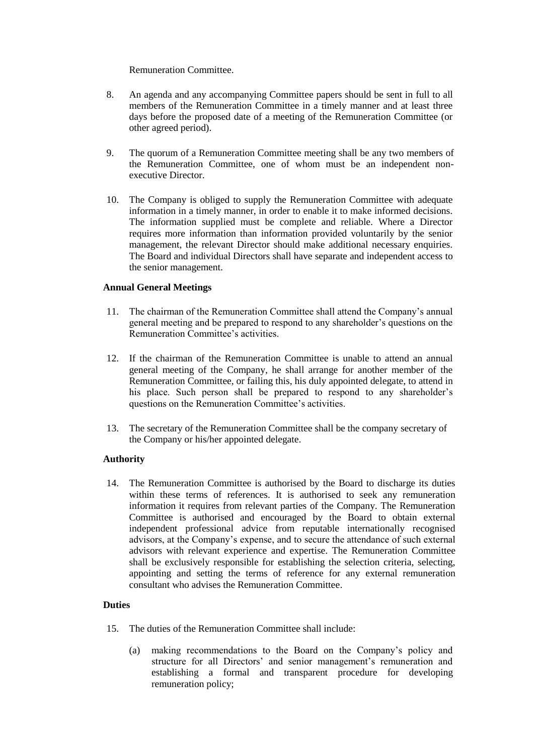Remuneration Committee.

8. An agenda and any accompanying Committee papers should be sent in full to all members of the Remuneration Committee in a timely manner and at least three days before the proposed date of a meeting of the Remuneration Committee (or other agreed period).

9. The quorum of a Remuneration Committee meeting shall be any two members of the Remuneration Committee, one of whom must be an independent non-executive Director.

10. The Company is obliged to supply the Remuneration Committee with adequate information in a timely manner, in order to enable it to make informed decisions. The information supplied must be complete and reliable. Where a Director requires more information than information provided voluntarily by the senior management, the relevant Director should make additional necessary enquiries. The Board and individual Directors shall have separate and independent access to the senior management.

**Annual General Meetings**

11. The chairman of the Remuneration Committee shall attend the Company's annual general meeting and be prepared to respond to any shareholder's questions on the Remuneration Committee's activities.

12. If the chairman of the Remuneration Committee is unable to attend an annual general meeting of the Company, he shall arrange for another member of the Remuneration Committee, or failing this, his duly appointed delegate, to attend in his place. Such person shall be prepared to respond to any shareholder's questions on the Remuneration Committee's activities.

13. The secretary of the Remuneration Committee shall be the company secretary of the Company or his/her appointed delegate.

**Authority**

14. The Remuneration Committee is authorised by the Board to discharge its duties within these terms of references. It is authorised to seek any remuneration information it requires from relevant parties of the Company. The Remuneration Committee is authorised and encouraged by the Board to obtain external independent professional advice from reputable internationally recognised advisors, at the Company's expense, and to secure the attendance of such external advisors with relevant experience and expertise. The Remuneration Committee shall be exclusively responsible for establishing the selection criteria, selecting, appointing and setting the terms of reference for any external remuneration consultant who advises the Remuneration Committee.

**Duties**

15. The duties of the Remuneration Committee shall include:

    (a) making recommendations to the Board on the Company's policy and structure for all Directors' and senior management's remuneration and establishing a formal and transparent procedure for developing remuneration policy;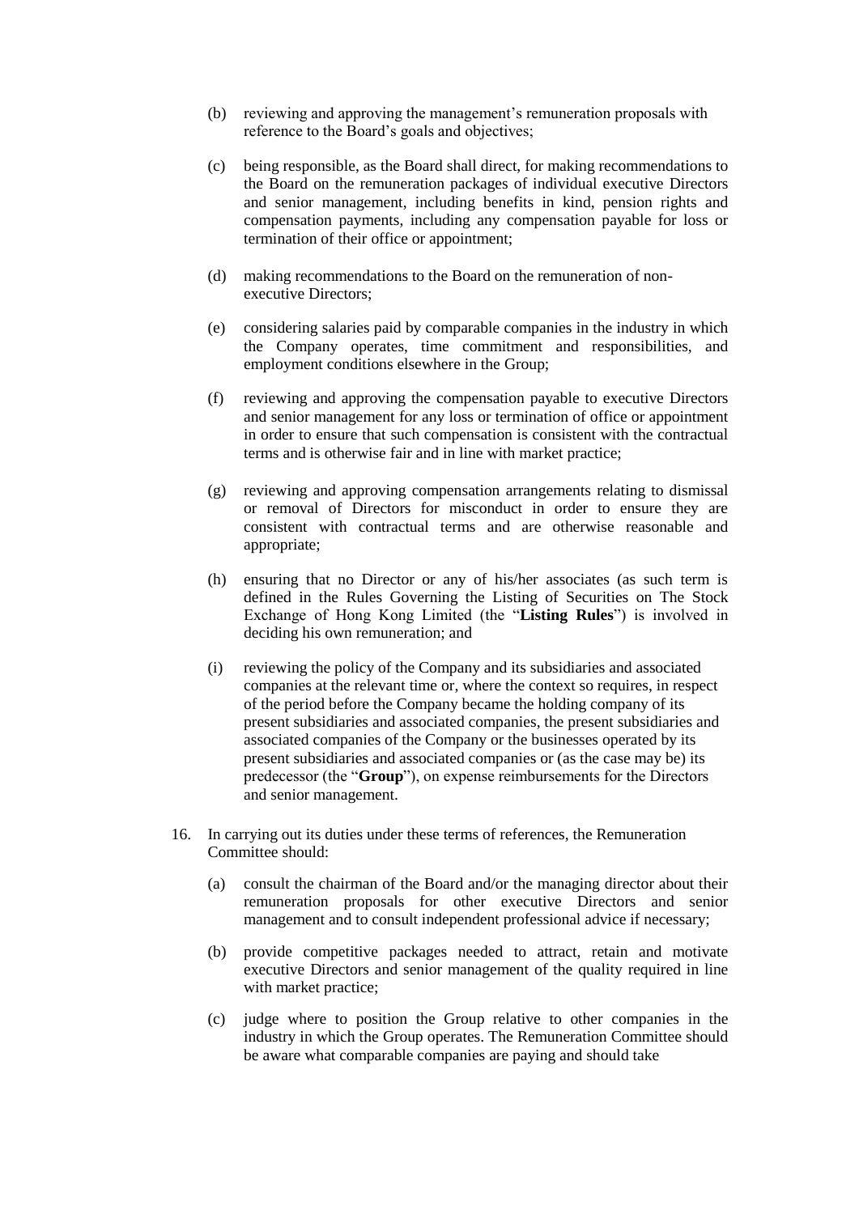(b) reviewing and approving the management's remuneration proposals with reference to the Board's goals and objectives;

(c) being responsible, as the Board shall direct, for making recommendations to the Board on the remuneration packages of individual executive Directors and senior management, including benefits in kind, pension rights and compensation payments, including any compensation payable for loss or termination of their office or appointment;

(d) making recommendations to the Board on the remuneration of non-executive Directors;

(e) considering salaries paid by comparable companies in the industry in which the Company operates, time commitment and responsibilities, and employment conditions elsewhere in the Group;

(f) reviewing and approving the compensation payable to executive Directors and senior management for any loss or termination of office or appointment in order to ensure that such compensation is consistent with the contractual terms and is otherwise fair and in line with market practice;

(g) reviewing and approving compensation arrangements relating to dismissal or removal of Directors for misconduct in order to ensure they are consistent with contractual terms and are otherwise reasonable and appropriate;

(h) ensuring that no Director or any of his/her associates (as such term is defined in the Rules Governing the Listing of Securities on The Stock Exchange of Hong Kong Limited (the "**Listing Rules**") is involved in deciding his own remuneration; and

(i) reviewing the policy of the Company and its subsidiaries and associated companies at the relevant time or, where the context so requires, in respect of the period before the Company became the holding company of its present subsidiaries and associated companies, the present subsidiaries and associated companies of the Company or the businesses operated by its present subsidiaries and associated companies or (as the case may be) its predecessor (the "**Group**"), on expense reimbursements for the Directors and senior management.

16. In carrying out its duties under these terms of references, the Remuneration Committee should:

    (a) consult the chairman of the Board and/or the managing director about their remuneration proposals for other executive Directors and senior management and to consult independent professional advice if necessary;

    (b) provide competitive packages needed to attract, retain and motivate executive Directors and senior management of the quality required in line with market practice;

    (c) judge where to position the Group relative to other companies in the industry in which the Group operates. The Remuneration Committee should be aware what comparable companies are paying and should take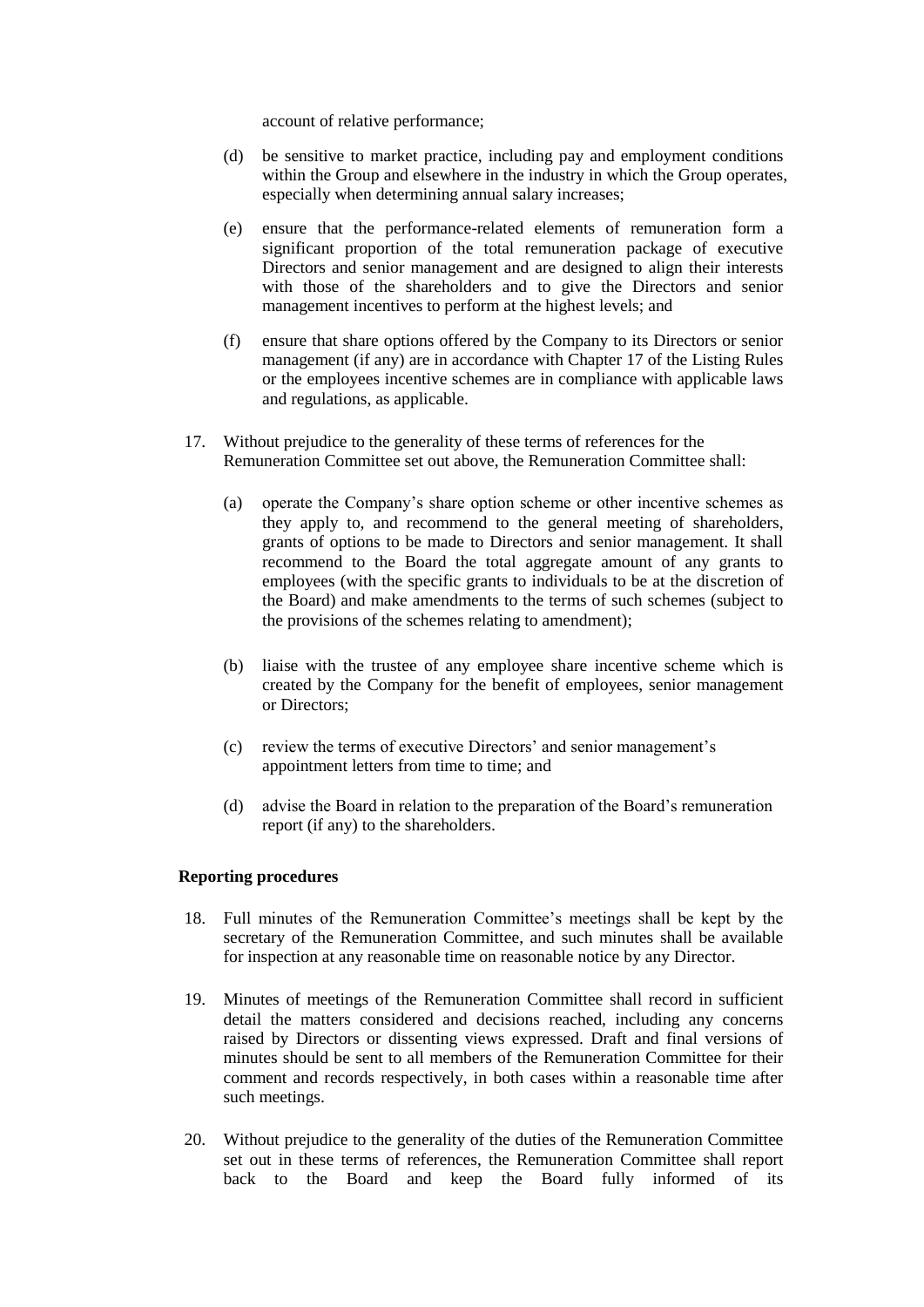account of relative performance;

(d) be sensitive to market practice, including pay and employment conditions within the Group and elsewhere in the industry in which the Group operates, especially when determining annual salary increases;

(e) ensure that the performance-related elements of remuneration form a significant proportion of the total remuneration package of executive Directors and senior management and are designed to align their interests with those of the shareholders and to give the Directors and senior management incentives to perform at the highest levels; and

(f) ensure that share options offered by the Company to its Directors or senior management (if any) are in accordance with Chapter 17 of the Listing Rules or the employees incentive schemes are in compliance with applicable laws and regulations, as applicable.

17. Without prejudice to the generality of these terms of references for the Remuneration Committee set out above, the Remuneration Committee shall:

(a) operate the Company's share option scheme or other incentive schemes as they apply to, and recommend to the general meeting of shareholders, grants of options to be made to Directors and senior management. It shall recommend to the Board the total aggregate amount of any grants to employees (with the specific grants to individuals to be at the discretion of the Board) and make amendments to the terms of such schemes (subject to the provisions of the schemes relating to amendment);

(b) liaise with the trustee of any employee share incentive scheme which is created by the Company for the benefit of employees, senior management or Directors;

(c) review the terms of executive Directors' and senior management's appointment letters from time to time; and

(d) advise the Board in relation to the preparation of the Board's remuneration report (if any) to the shareholders.

**Reporting procedures**

18. Full minutes of the Remuneration Committee's meetings shall be kept by the secretary of the Remuneration Committee, and such minutes shall be available for inspection at any reasonable time on reasonable notice by any Director.

19. Minutes of meetings of the Remuneration Committee shall record in sufficient detail the matters considered and decisions reached, including any concerns raised by Directors or dissenting views expressed. Draft and final versions of minutes should be sent to all members of the Remuneration Committee for their comment and records respectively, in both cases within a reasonable time after such meetings.

20. Without prejudice to the generality of the duties of the Remuneration Committee set out in these terms of references, the Remuneration Committee shall report back to the Board and keep the Board fully informed of its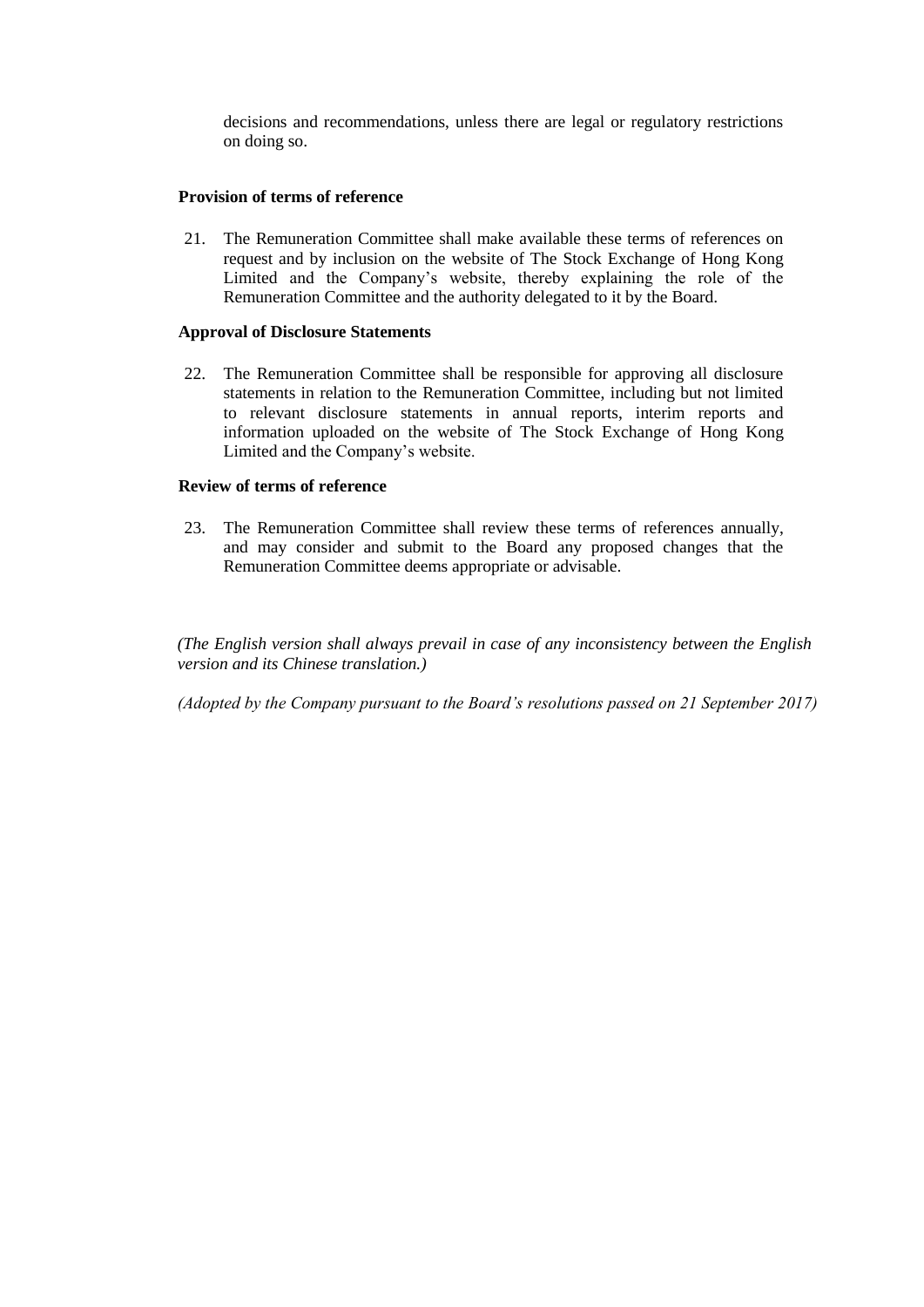decisions and recommendations, unless there are legal or regulatory restrictions on doing so.

**Provision of terms of reference**

21. The Remuneration Committee shall make available these terms of references on request and by inclusion on the website of The Stock Exchange of Hong Kong Limited and the Company's website, thereby explaining the role of the Remuneration Committee and the authority delegated to it by the Board.

**Approval of Disclosure Statements**

22. The Remuneration Committee shall be responsible for approving all disclosure statements in relation to the Remuneration Committee, including but not limited to relevant disclosure statements in annual reports, interim reports and information uploaded on the website of The Stock Exchange of Hong Kong Limited and the Company's website.

**Review of terms of reference**

23. The Remuneration Committee shall review these terms of references annually, and may consider and submit to the Board any proposed changes that the Remuneration Committee deems appropriate or advisable.

*(The English version shall always prevail in case of any inconsistency between the English version and its Chinese translation.)*

*(Adopted by the Company pursuant to the Board's resolutions passed on 21 September 2017)*